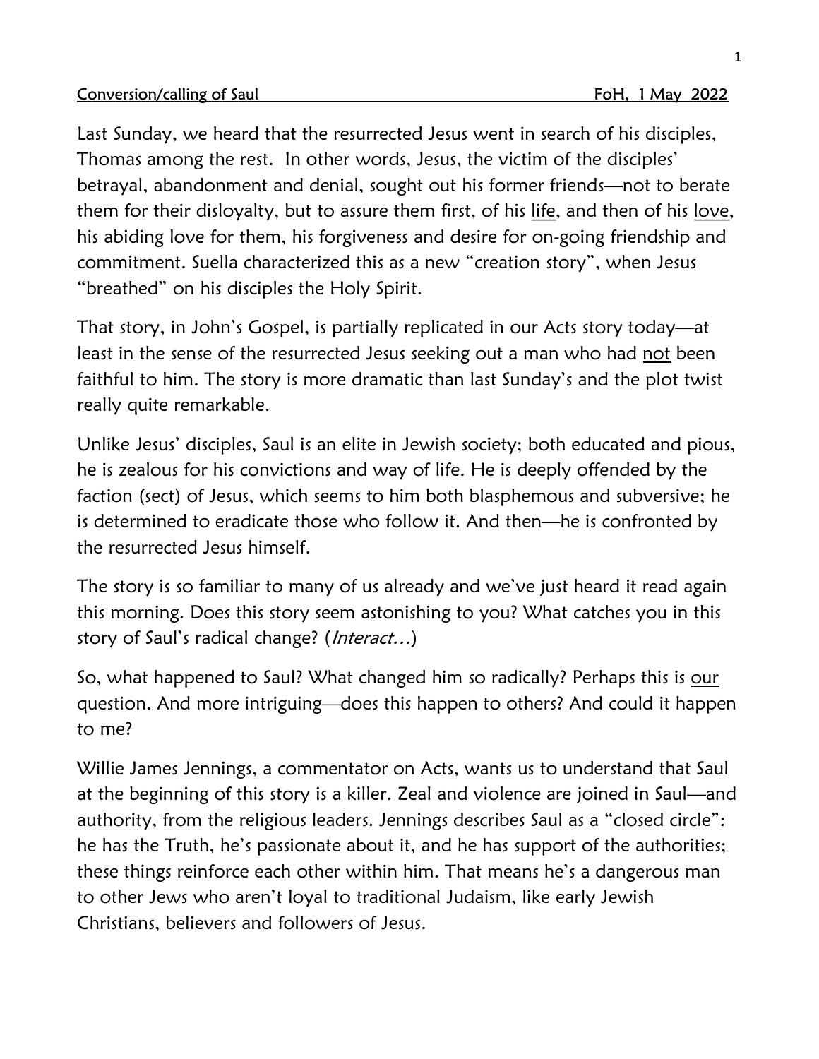<u>Conversion/calling of Saul FoH, 1 May 2022</u>

Last Sunday, we heard that the resurrected Jesus went in search of his disciples, Thomas among the rest. In other words, Jesus, the victim of the disciples' betrayal, abandonment and denial, sought out his former friends—not to berate them for their disloyalty, but to assure them first, of his <u>life</u>, and then of his <u>love</u>, his abiding love for them, his forgiveness and desire for on-going friendship and commitment. Suella characterized this as a new "creation story", when Jesus "breathed" on his disciples the Holy Spirit.

That story, in John's Gospel, is partially replicated in our Acts story today—at least in the sense of the resurrected Jesus seeking out a man who had <u>not</u> been faithful to him. The story is more dramatic than last Sunday's and the plot twist really quite remarkable.

Unlike Jesus' disciples, Saul is an elite in Jewish society; both educated and pious, he is zealous for his convictions and way of life. He is deeply offended by the faction (sect) of Jesus, which seems to him both blasphemous and subversive; he is determined to eradicate those who follow it. And then—he is confronted by the resurrected Jesus himself.

The story is so familiar to many of us already and we've just heard it read again this morning. Does this story seem astonishing to you? What catches you in this story of Saul's radical change? (*Interact…*)

So, what happened to Saul? What changed him so radically? Perhaps this is <u>our</u> question. And more intriguing—does this happen to others? And could it happen to me?

Willie James Jennings, a commentator on <u>Acts</u>, wants us to understand that Saul at the beginning of this story is a killer. Zeal and violence are joined in Saul—and authority, from the religious leaders. Jennings describes Saul as a "closed circle": he has the Truth, he's passionate about it, and he has support of the authorities; these things reinforce each other within him. That means he's a dangerous man to other Jews who aren't loyal to traditional Judaism, like early Jewish Christians, believers and followers of Jesus.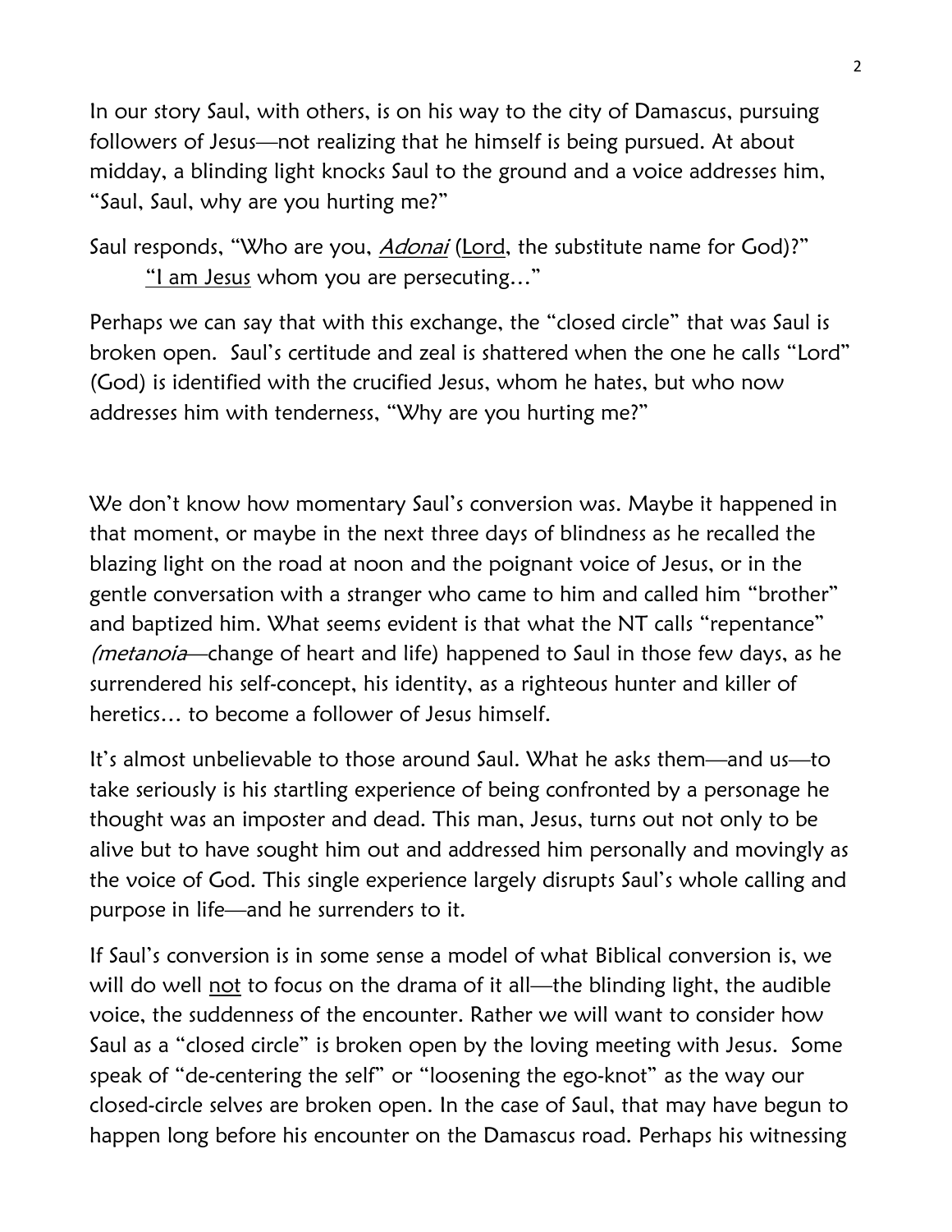In our story Saul, with others, is on his way to the city of Damascus, pursuing followers of Jesus—not realizing that he himself is being pursued. At about midday, a blinding light knocks Saul to the ground and a voice addresses him, "Saul, Saul, why are you hurting me?"

Saul responds, "Who are you, <u>*Adonai*</u> (<u>Lord</u>, the substitute name for God)?"
    <u>"I am Jesus</u> whom you are persecuting…"

Perhaps we can say that with this exchange, the "closed circle" that was Saul is broken open. Saul's certitude and zeal is shattered when the one he calls "Lord" (God) is identified with the crucified Jesus, whom he hates, but who now addresses him with tenderness, "Why are you hurting me?"

We don't know how momentary Saul's conversion was. Maybe it happened in that moment, or maybe in the next three days of blindness as he recalled the blazing light on the road at noon and the poignant voice of Jesus, or in the gentle conversation with a stranger who came to him and called him "brother" and baptized him. What seems evident is that what the NT calls "repentance" *(metanoia*—change of heart and life) happened to Saul in those few days, as he surrendered his self-concept, his identity, as a righteous hunter and killer of heretics… to become a follower of Jesus himself.

It's almost unbelievable to those around Saul. What he asks them—and us—to take seriously is his startling experience of being confronted by a personage he thought was an imposter and dead. This man, Jesus, turns out not only to be alive but to have sought him out and addressed him personally and movingly as the voice of God. This single experience largely disrupts Saul's whole calling and purpose in life—and he surrenders to it.

If Saul's conversion is in some sense a model of what Biblical conversion is, we will do well <u>not</u> to focus on the drama of it all—the blinding light, the audible voice, the suddenness of the encounter. Rather we will want to consider how Saul as a "closed circle" is broken open by the loving meeting with Jesus. Some speak of "de-centering the self" or "loosening the ego-knot" as the way our closed-circle selves are broken open. In the case of Saul, that may have begun to happen long before his encounter on the Damascus road. Perhaps his witnessing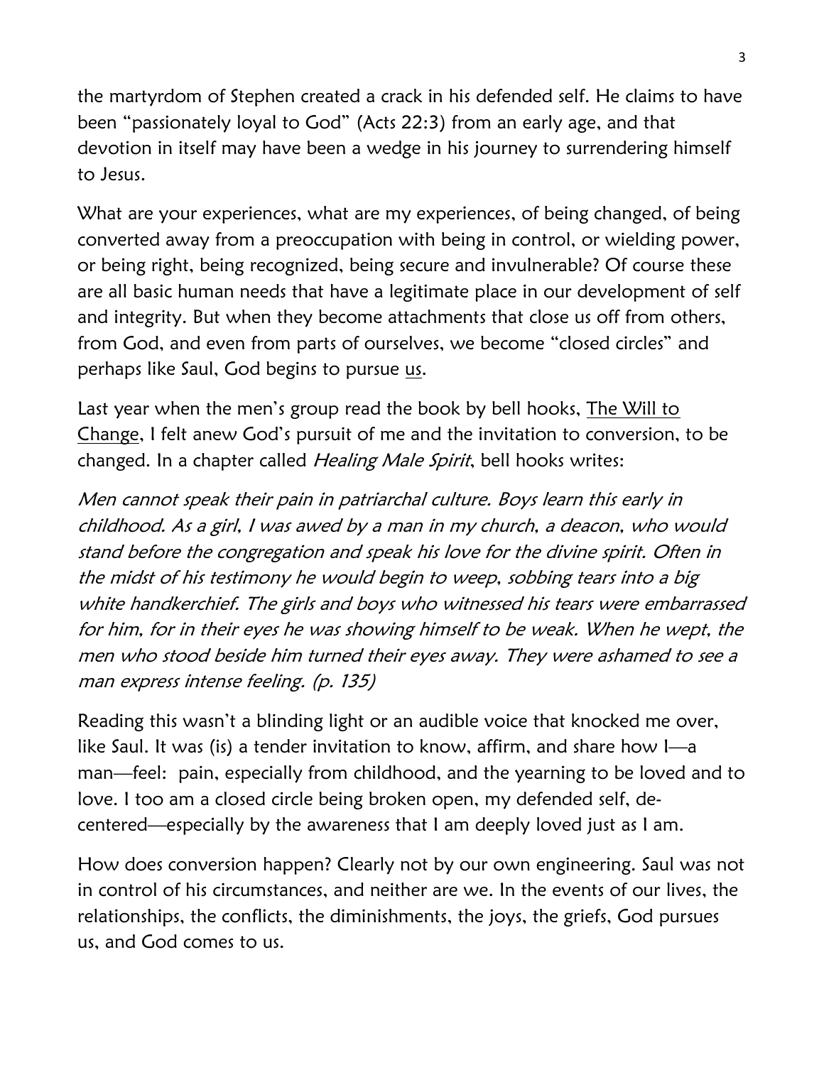the martyrdom of Stephen created a crack in his defended self. He claims to have been "passionately loyal to God" (Acts 22:3) from an early age, and that devotion in itself may have been a wedge in his journey to surrendering himself to Jesus.

What are your experiences, what are my experiences, of being changed, of being converted away from a preoccupation with being in control, or wielding power, or being right, being recognized, being secure and invulnerable? Of course these are all basic human needs that have a legitimate place in our development of self and integrity. But when they become attachments that close us off from others, from God, and even from parts of ourselves, we become "closed circles" and perhaps like Saul, God begins to pursue <u>us</u>.

Last year when the men's group read the book by bell hooks, <u>The Will to Change</u>, I felt anew God's pursuit of me and the invitation to conversion, to be changed. In a chapter called *Healing Male Spirit*, bell hooks writes:

*Men cannot speak their pain in patriarchal culture. Boys learn this early in childhood. As a girl, I was awed by a man in my church, a deacon, who would stand before the congregation and speak his love for the divine spirit. Often in the midst of his testimony he would begin to weep, sobbing tears into a big white handkerchief. The girls and boys who witnessed his tears were embarrassed for him, for in their eyes he was showing himself to be weak. When he wept, the men who stood beside him turned their eyes away. They were ashamed to see a man express intense feeling. (p. 135)*

Reading this wasn't a blinding light or an audible voice that knocked me over, like Saul. It was (is) a tender invitation to know, affirm, and share how I—a man—feel: pain, especially from childhood, and the yearning to be loved and to love. I too am a closed circle being broken open, my defended self, de-centered—especially by the awareness that I am deeply loved just as I am.

How does conversion happen? Clearly not by our own engineering. Saul was not in control of his circumstances, and neither are we. In the events of our lives, the relationships, the conflicts, the diminishments, the joys, the griefs, God pursues us, and God comes to us.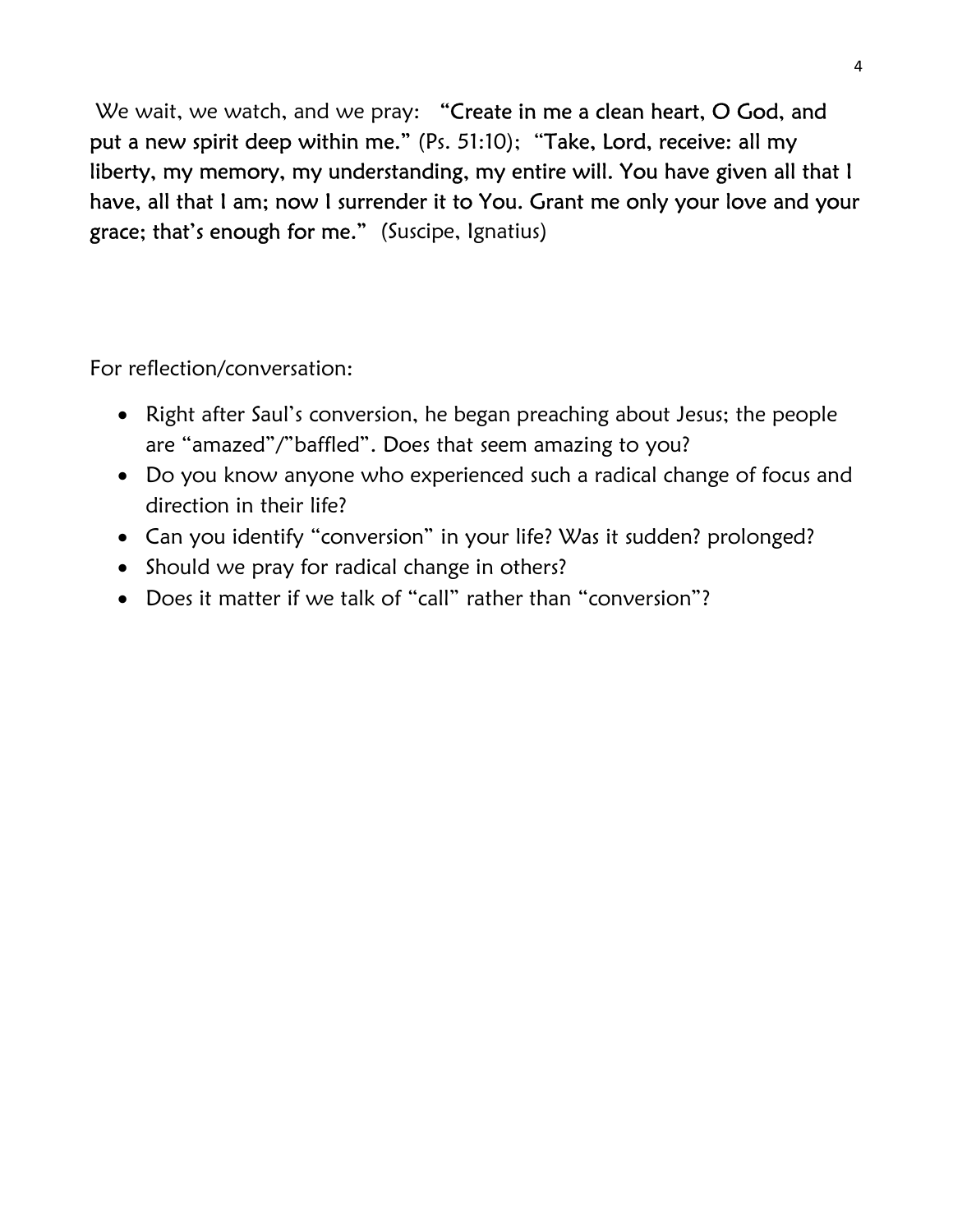We wait, we watch, and we pray: **"Create in me a clean heart, O God, and put a new spirit deep within me."** (Ps. 51:10); **"Take, Lord, receive: all my liberty, my memory, my understanding, my entire will. You have given all that I have, all that I am; now I surrender it to You. Grant me only your love and your grace; that's enough for me."** (Suscipe, Ignatius)

For reflection/conversation:

- Right after Saul's conversion, he began preaching about Jesus; the people are "amazed"/"baffled". Does that seem amazing to you?
- Do you know anyone who experienced such a radical change of focus and direction in their life?
- Can you identify "conversion" in your life? Was it sudden? prolonged?
- Should we pray for radical change in others?
- Does it matter if we talk of "call" rather than "conversion"?